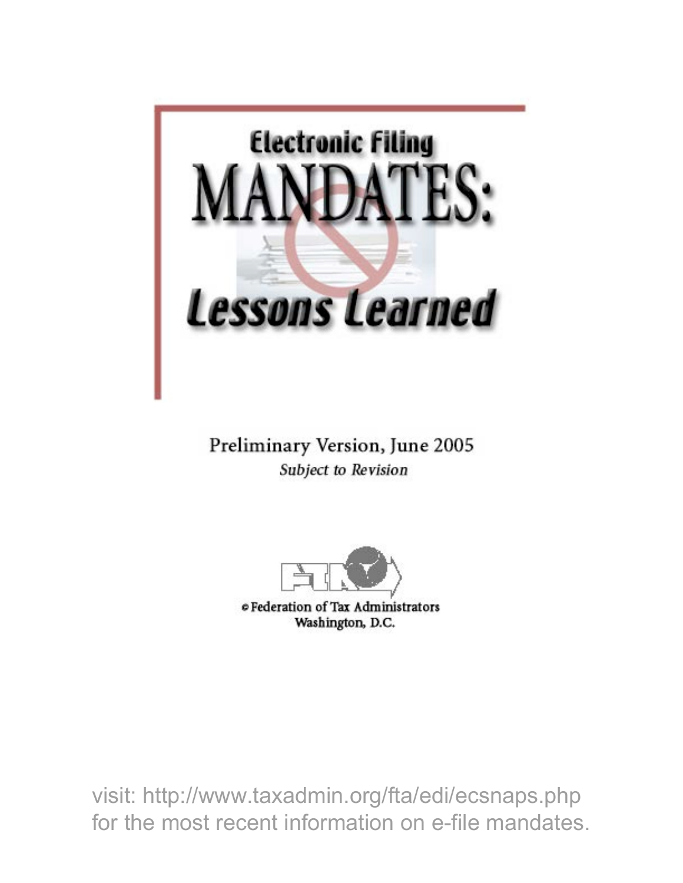# Electronic Filing MANDATES: Lessons Learned

Preliminary Version, June 2005

*Subject to Revision*

© Federation of Tax Administrators
Washington, D.C.

visit: http://www.taxadmin.org/fta/edi/ecsnaps.php for the most recent information on e-file mandates.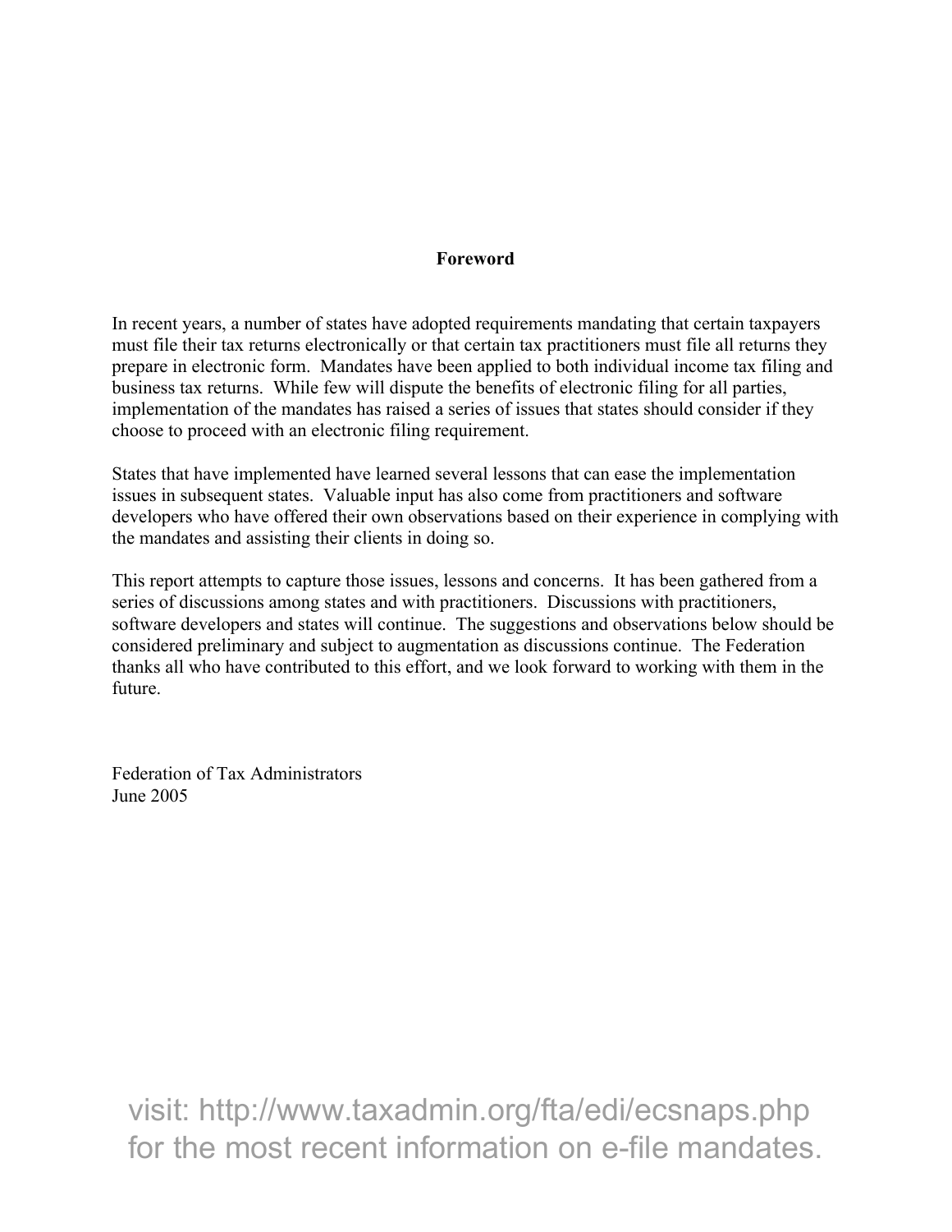## Foreword

In recent years, a number of states have adopted requirements mandating that certain taxpayers must file their tax returns electronically or that certain tax practitioners must file all returns they prepare in electronic form. Mandates have been applied to both individual income tax filing and business tax returns. While few will dispute the benefits of electronic filing for all parties, implementation of the mandates has raised a series of issues that states should consider if they choose to proceed with an electronic filing requirement.

States that have implemented have learned several lessons that can ease the implementation issues in subsequent states. Valuable input has also come from practitioners and software developers who have offered their own observations based on their experience in complying with the mandates and assisting their clients in doing so.

This report attempts to capture those issues, lessons and concerns. It has been gathered from a series of discussions among states and with practitioners. Discussions with practitioners, software developers and states will continue. The suggestions and observations below should be considered preliminary and subject to augmentation as discussions continue. The Federation thanks all who have contributed to this effort, and we look forward to working with them in the future.

Federation of Tax Administrators
June 2005

visit: http://www.taxadmin.org/fta/edi/ecsnaps.php for the most recent information on e-file mandates.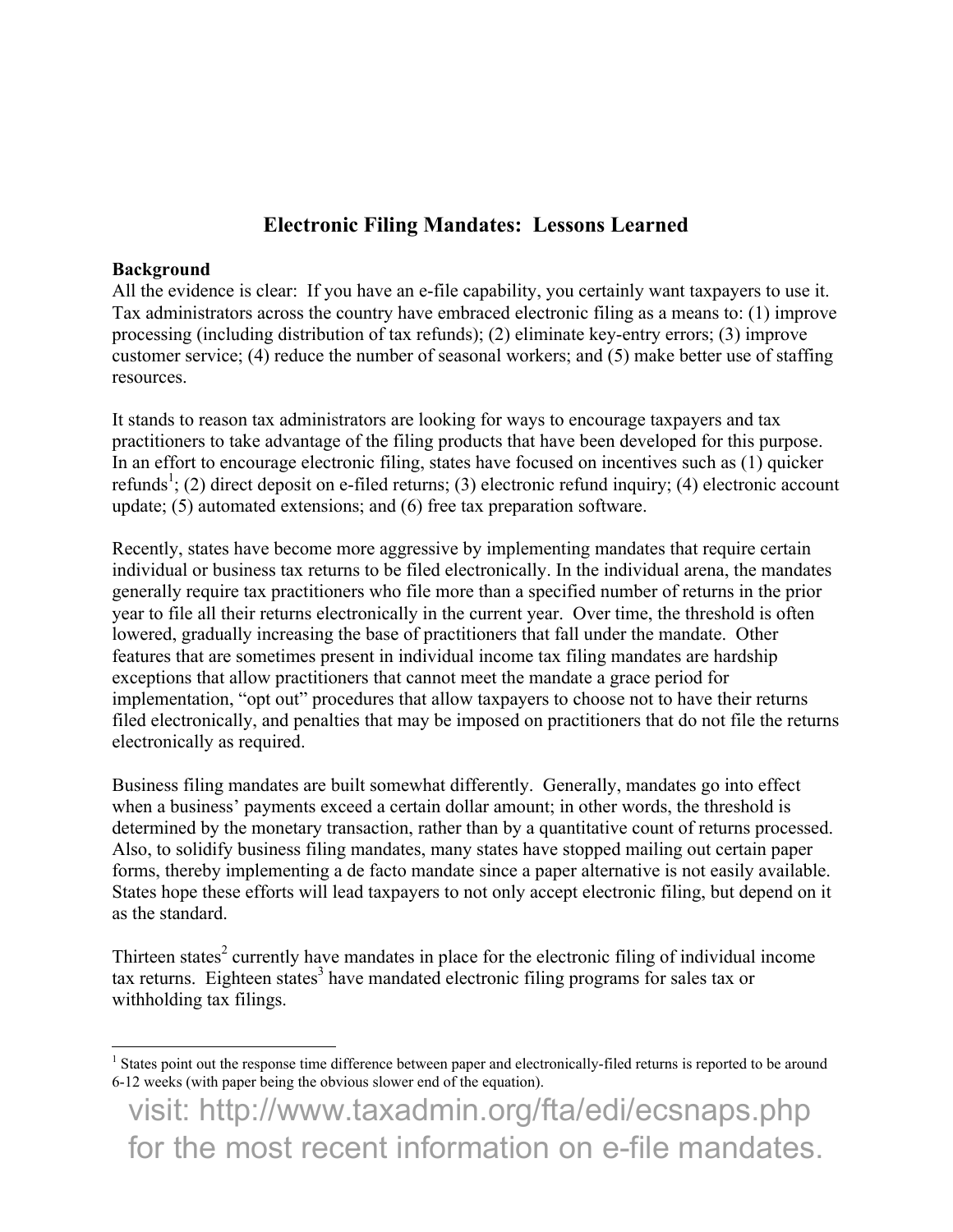# Electronic Filing Mandates: Lessons Learned

**Background**

All the evidence is clear: If you have an e-file capability, you certainly want taxpayers to use it. Tax administrators across the country have embraced electronic filing as a means to: (1) improve processing (including distribution of tax refunds); (2) eliminate key-entry errors; (3) improve customer service; (4) reduce the number of seasonal workers; and (5) make better use of staffing resources.

It stands to reason tax administrators are looking for ways to encourage taxpayers and tax practitioners to take advantage of the filing products that have been developed for this purpose. In an effort to encourage electronic filing, states have focused on incentives such as (1) quicker refunds[1]; (2) direct deposit on e-filed returns; (3) electronic refund inquiry; (4) electronic account update; (5) automated extensions; and (6) free tax preparation software.

Recently, states have become more aggressive by implementing mandates that require certain individual or business tax returns to be filed electronically. In the individual arena, the mandates generally require tax practitioners who file more than a specified number of returns in the prior year to file all their returns electronically in the current year. Over time, the threshold is often lowered, gradually increasing the base of practitioners that fall under the mandate. Other features that are sometimes present in individual income tax filing mandates are hardship exceptions that allow practitioners that cannot meet the mandate a grace period for implementation, "opt out" procedures that allow taxpayers to choose not to have their returns filed electronically, and penalties that may be imposed on practitioners that do not file the returns electronically as required.

Business filing mandates are built somewhat differently. Generally, mandates go into effect when a business' payments exceed a certain dollar amount; in other words, the threshold is determined by the monetary transaction, rather than by a quantitative count of returns processed. Also, to solidify business filing mandates, many states have stopped mailing out certain paper forms, thereby implementing a de facto mandate since a paper alternative is not easily available. States hope these efforts will lead taxpayers to not only accept electronic filing, but depend on it as the standard.

Thirteen states[2] currently have mandates in place for the electronic filing of individual income tax returns. Eighteen states[3] have mandated electronic filing programs for sales tax or withholding tax filings.

---

[1] States point out the response time difference between paper and electronically-filed returns is reported to be around 6-12 weeks (with paper being the obvious slower end of the equation).

visit: http://www.taxadmin.org/fta/edi/ecsnaps.php for the most recent information on e-file mandates.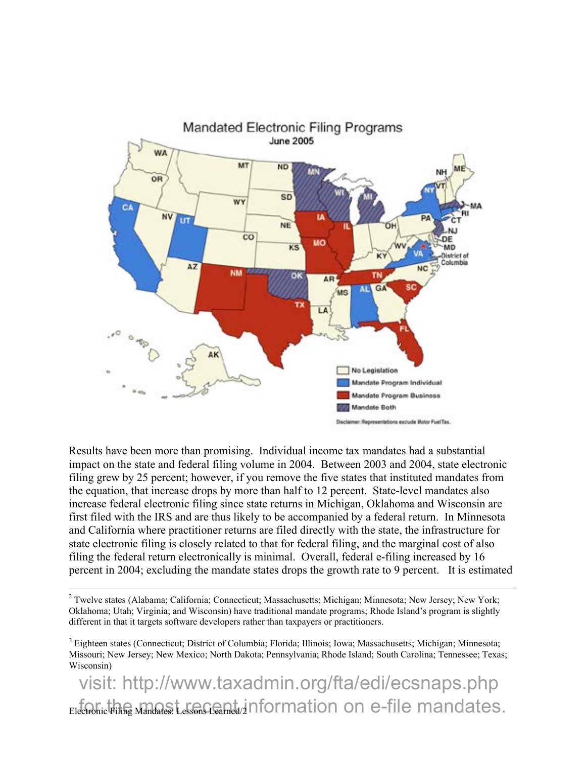Mandated Electronic Filing Programs
June 2005

Results have been more than promising. Individual income tax mandates had a substantial impact on the state and federal filing volume in 2004. Between 2003 and 2004, state electronic filing grew by 25 percent; however, if you remove the five states that instituted mandates from the equation, that increase drops by more than half to 12 percent. State-level mandates also increase federal electronic filing since state returns in Michigan, Oklahoma and Wisconsin are first filed with the IRS and are thus likely to be accompanied by a federal return. In Minnesota and California where practitioner returns are filed directly with the state, the infrastructure for state electronic filing is closely related to that for federal filing, and the marginal cost of also filing the federal return electronically is minimal. Overall, federal e-filing increased by 16 percent in 2004; excluding the mandate states drops the growth rate to 9 percent. It is estimated

---

[2] Twelve states (Alabama; California; Connecticut; Massachusetts; Michigan; Minnesota; New Jersey; New York; Oklahoma; Utah; Virginia; and Wisconsin) have traditional mandate programs; Rhode Island's program is slightly different in that it targets software developers rather than taxpayers or practitioners.

[3] Eighteen states (Connecticut; District of Columbia; Florida; Illinois; Iowa; Massachusetts; Michigan; Minnesota; Missouri; New Jersey; New Mexico; North Dakota; Pennsylvania; Rhode Island; South Carolina; Tennessee; Texas; Wisconsin)

visit: http://www.taxadmin.org/fta/edi/ecsnaps.php for the most recent information on e-file mandates.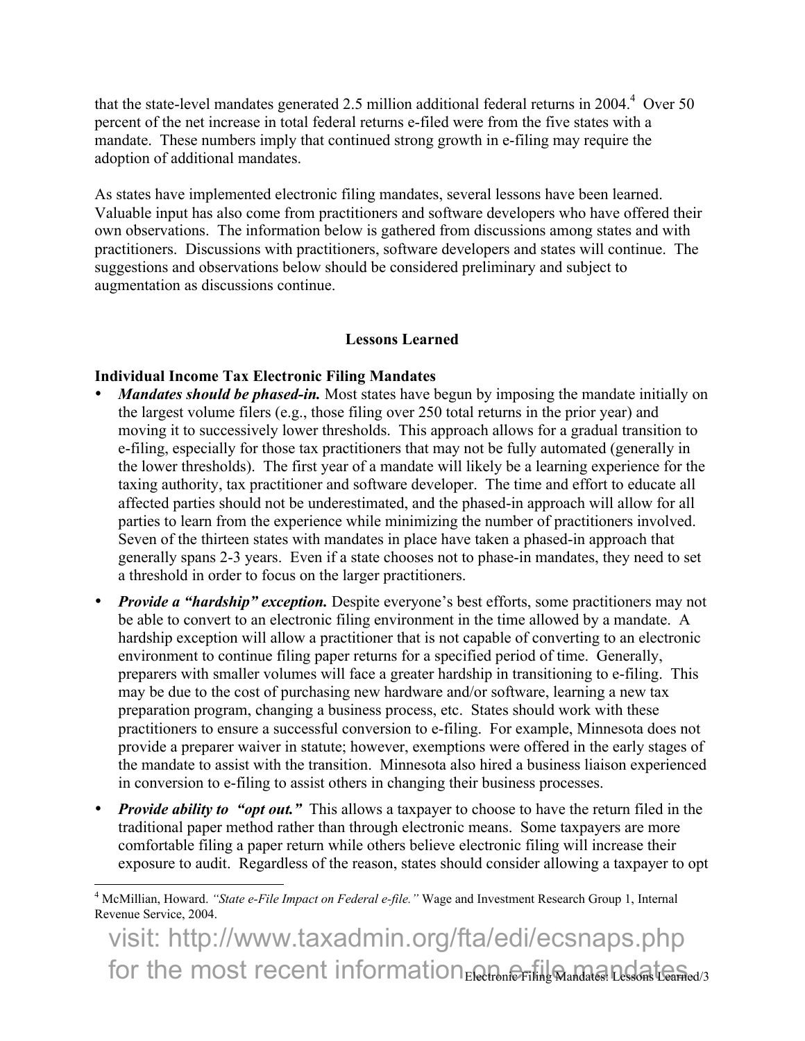that the state-level mandates generated 2.5 million additional federal returns in 2004.[4] Over 50 percent of the net increase in total federal returns e-filed were from the five states with a mandate. These numbers imply that continued strong growth in e-filing may require the adoption of additional mandates.

As states have implemented electronic filing mandates, several lessons have been learned. Valuable input has also come from practitioners and software developers who have offered their own observations. The information below is gathered from discussions among states and with practitioners. Discussions with practitioners, software developers and states will continue. The suggestions and observations below should be considered preliminary and subject to augmentation as discussions continue.

## Lessons Learned

### Individual Income Tax Electronic Filing Mandates

- ***Mandates should be phased-in.*** Most states have begun by imposing the mandate initially on the largest volume filers (e.g., those filing over 250 total returns in the prior year) and moving it to successively lower thresholds. This approach allows for a gradual transition to e-filing, especially for those tax practitioners that may not be fully automated (generally in the lower thresholds). The first year of a mandate will likely be a learning experience for the taxing authority, tax practitioner and software developer. The time and effort to educate all affected parties should not be underestimated, and the phased-in approach will allow for all parties to learn from the experience while minimizing the number of practitioners involved. Seven of the thirteen states with mandates in place have taken a phased-in approach that generally spans 2-3 years. Even if a state chooses not to phase-in mandates, they need to set a threshold in order to focus on the larger practitioners.
- ***Provide a "hardship" exception.*** Despite everyone's best efforts, some practitioners may not be able to convert to an electronic filing environment in the time allowed by a mandate. A hardship exception will allow a practitioner that is not capable of converting to an electronic environment to continue filing paper returns for a specified period of time. Generally, preparers with smaller volumes will face a greater hardship in transitioning to e-filing. This may be due to the cost of purchasing new hardware and/or software, learning a new tax preparation program, changing a business process, etc. States should work with these practitioners to ensure a successful conversion to e-filing. For example, Minnesota does not provide a preparer waiver in statute; however, exemptions were offered in the early stages of the mandate to assist with the transition. Minnesota also hired a business liaison experienced in conversion to e-filing to assist others in changing their business processes.
- ***Provide ability to "opt out."*** This allows a taxpayer to choose to have the return filed in the traditional paper method rather than through electronic means. Some taxpayers are more comfortable filing a paper return while others believe electronic filing will increase their exposure to audit. Regardless of the reason, states should consider allowing a taxpayer to opt

[4] McMillian, Howard. *"State e-File Impact on Federal e-file."* Wage and Investment Research Group 1, Internal Revenue Service, 2004.

visit: http://www.taxadmin.org/fta/edi/ecsnaps.php for the most recent information on e-file mandates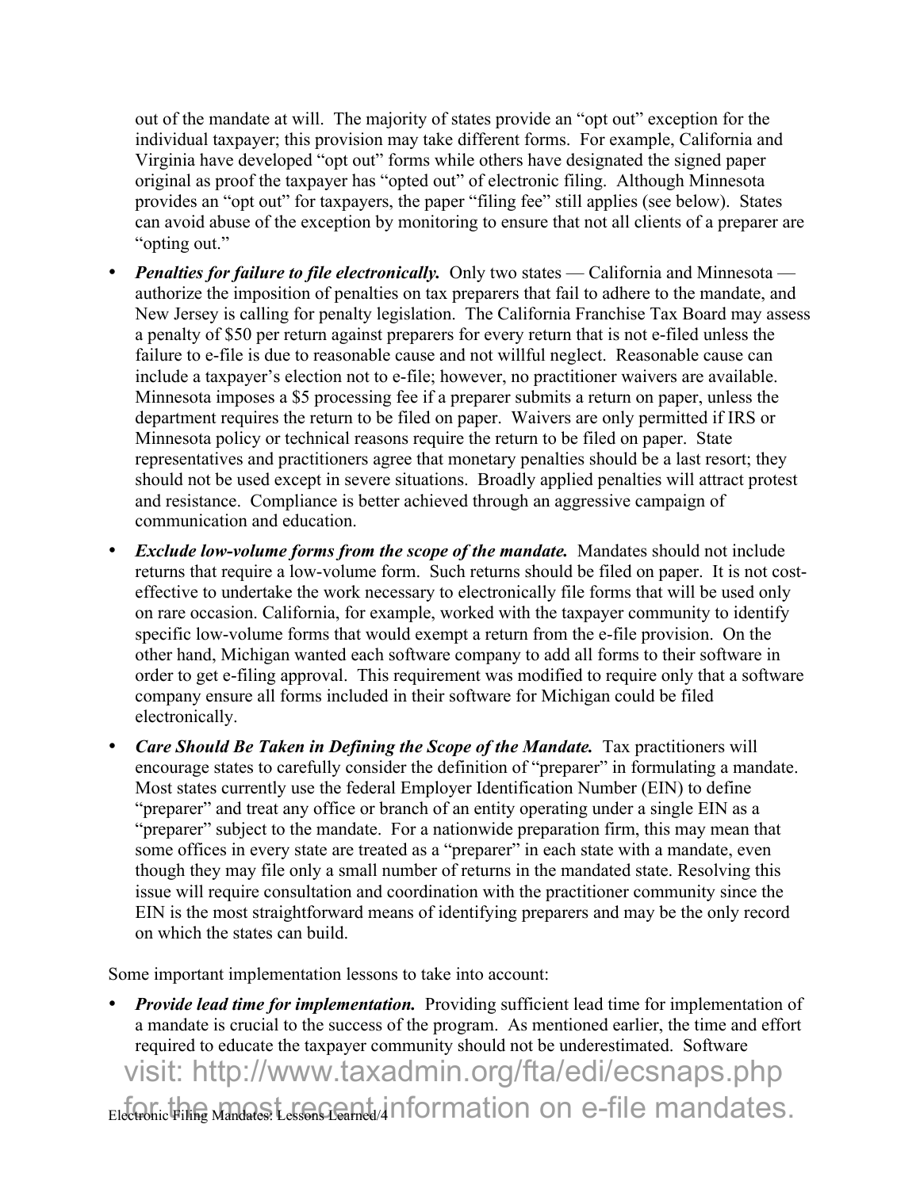out of the mandate at will. The majority of states provide an "opt out" exception for the individual taxpayer; this provision may take different forms. For example, California and Virginia have developed "opt out" forms while others have designated the signed paper original as proof the taxpayer has "opted out" of electronic filing. Although Minnesota provides an "opt out" for taxpayers, the paper "filing fee" still applies (see below). States can avoid abuse of the exception by monitoring to ensure that not all clients of a preparer are "opting out."

- ***Penalties for failure to file electronically.*** Only two states — California and Minnesota — authorize the imposition of penalties on tax preparers that fail to adhere to the mandate, and New Jersey is calling for penalty legislation. The California Franchise Tax Board may assess a penalty of $50 per return against preparers for every return that is not e-filed unless the failure to e-file is due to reasonable cause and not willful neglect. Reasonable cause can include a taxpayer's election not to e-file; however, no practitioner waivers are available. Minnesota imposes a $5 processing fee if a preparer submits a return on paper, unless the department requires the return to be filed on paper. Waivers are only permitted if IRS or Minnesota policy or technical reasons require the return to be filed on paper. State representatives and practitioners agree that monetary penalties should be a last resort; they should not be used except in severe situations. Broadly applied penalties will attract protest and resistance. Compliance is better achieved through an aggressive campaign of communication and education.
- ***Exclude low-volume forms from the scope of the mandate.*** Mandates should not include returns that require a low-volume form. Such returns should be filed on paper. It is not cost-effective to undertake the work necessary to electronically file forms that will be used only on rare occasion. California, for example, worked with the taxpayer community to identify specific low-volume forms that would exempt a return from the e-file provision. On the other hand, Michigan wanted each software company to add all forms to their software in order to get e-filing approval. This requirement was modified to require only that a software company ensure all forms included in their software for Michigan could be filed electronically.
- ***Care Should Be Taken in Defining the Scope of the Mandate.*** Tax practitioners will encourage states to carefully consider the definition of "preparer" in formulating a mandate. Most states currently use the federal Employer Identification Number (EIN) to define "preparer" and treat any office or branch of an entity operating under a single EIN as a "preparer" subject to the mandate. For a nationwide preparation firm, this may mean that some offices in every state are treated as a "preparer" in each state with a mandate, even though they may file only a small number of returns in the mandated state. Resolving this issue will require consultation and coordination with the practitioner community since the EIN is the most straightforward means of identifying preparers and may be the only record on which the states can build.

Some important implementation lessons to take into account:

- ***Provide lead time for implementation.*** Providing sufficient lead time for implementation of a mandate is crucial to the success of the program. As mentioned earlier, the time and effort required to educate the taxpayer community should not be underestimated. Software

visit: http://www.taxadmin.org/fta/edi/ecsnaps.php for the most recent information on e-file mandates.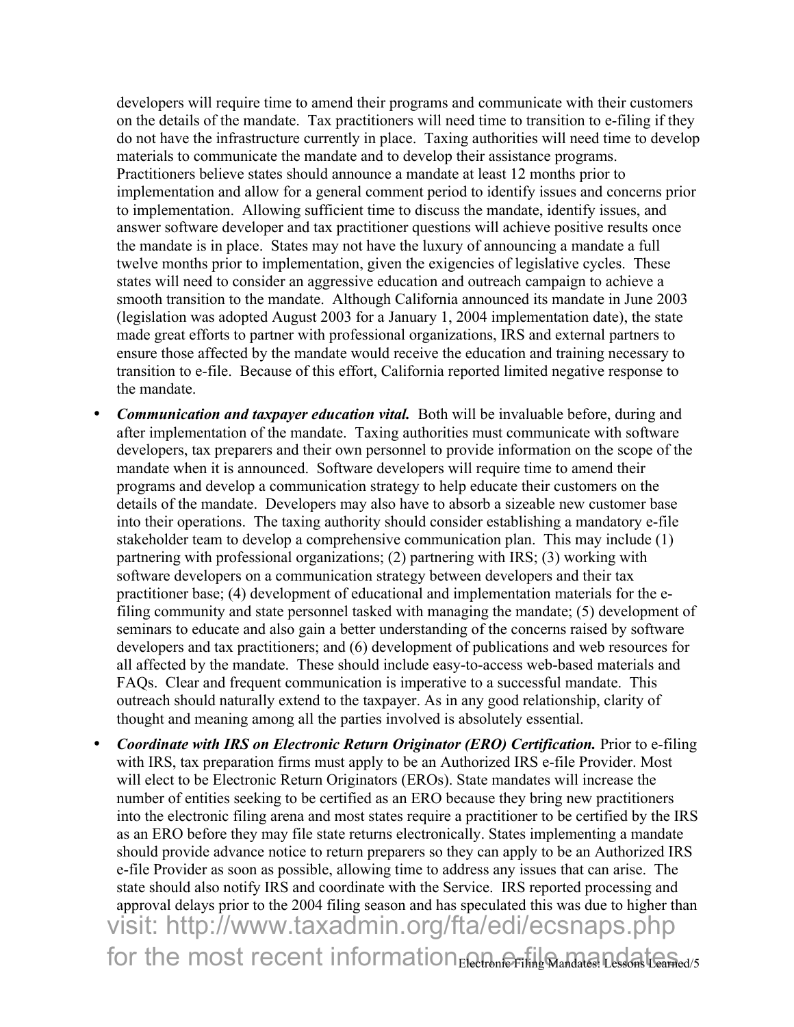developers will require time to amend their programs and communicate with their customers on the details of the mandate. Tax practitioners will need time to transition to e-filing if they do not have the infrastructure currently in place. Taxing authorities will need time to develop materials to communicate the mandate and to develop their assistance programs. Practitioners believe states should announce a mandate at least 12 months prior to implementation and allow for a general comment period to identify issues and concerns prior to implementation. Allowing sufficient time to discuss the mandate, identify issues, and answer software developer and tax practitioner questions will achieve positive results once the mandate is in place. States may not have the luxury of announcing a mandate a full twelve months prior to implementation, given the exigencies of legislative cycles. These states will need to consider an aggressive education and outreach campaign to achieve a smooth transition to the mandate. Although California announced its mandate in June 2003 (legislation was adopted August 2003 for a January 1, 2004 implementation date), the state made great efforts to partner with professional organizations, IRS and external partners to ensure those affected by the mandate would receive the education and training necessary to transition to e-file. Because of this effort, California reported limited negative response to the mandate.

- ***Communication and taxpayer education vital.*** Both will be invaluable before, during and after implementation of the mandate. Taxing authorities must communicate with software developers, tax preparers and their own personnel to provide information on the scope of the mandate when it is announced. Software developers will require time to amend their programs and develop a communication strategy to help educate their customers on the details of the mandate. Developers may also have to absorb a sizeable new customer base into their operations. The taxing authority should consider establishing a mandatory e-file stakeholder team to develop a comprehensive communication plan. This may include (1) partnering with professional organizations; (2) partnering with IRS; (3) working with software developers on a communication strategy between developers and their tax practitioner base; (4) development of educational and implementation materials for the e-filing community and state personnel tasked with managing the mandate; (5) development of seminars to educate and also gain a better understanding of the concerns raised by software developers and tax practitioners; and (6) development of publications and web resources for all affected by the mandate. These should include easy-to-access web-based materials and FAQs. Clear and frequent communication is imperative to a successful mandate. This outreach should naturally extend to the taxpayer. As in any good relationship, clarity of thought and meaning among all the parties involved is absolutely essential.
- ***Coordinate with IRS on Electronic Return Originator (ERO) Certification.*** Prior to e-filing with IRS, tax preparation firms must apply to be an Authorized IRS e-file Provider. Most will elect to be Electronic Return Originators (EROs). State mandates will increase the number of entities seeking to be certified as an ERO because they bring new practitioners into the electronic filing arena and most states require a practitioner to be certified by the IRS as an ERO before they may file state returns electronically. States implementing a mandate should provide advance notice to return preparers so they can apply to be an Authorized IRS e-file Provider as soon as possible, allowing time to address any issues that can arise. The state should also notify IRS and coordinate with the Service. IRS reported processing and approval delays prior to the 2004 filing season and has speculated this was due to higher than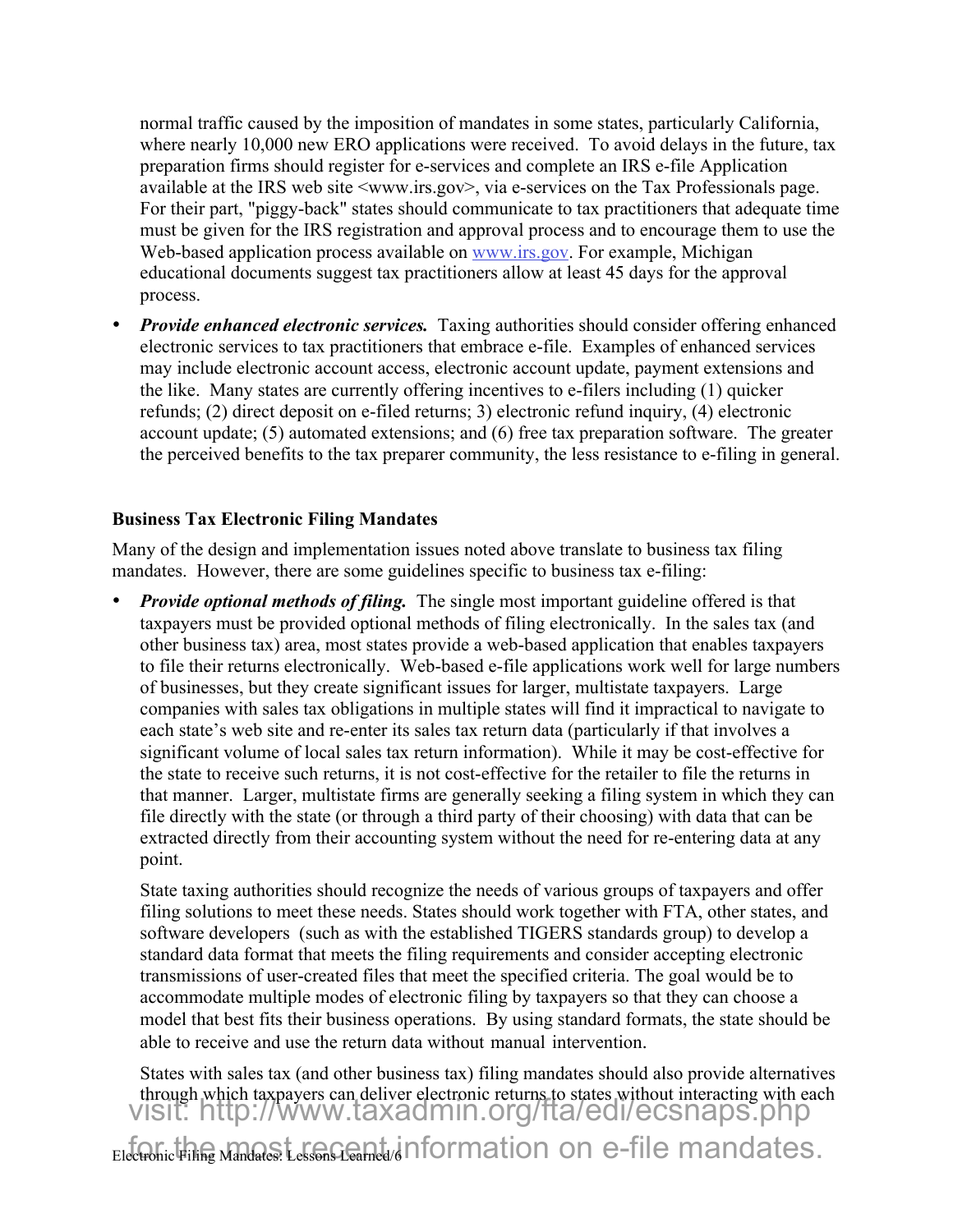normal traffic caused by the imposition of mandates in some states, particularly California, where nearly 10,000 new ERO applications were received. To avoid delays in the future, tax preparation firms should register for e-services and complete an IRS e-file Application available at the IRS web site <www.irs.gov>, via e-services on the Tax Professionals page. For their part, "piggy-back" states should communicate to tax practitioners that adequate time must be given for the IRS registration and approval process and to encourage them to use the Web-based application process available on www.irs.gov. For example, Michigan educational documents suggest tax practitioners allow at least 45 days for the approval process.

- ***Provide enhanced electronic services.*** Taxing authorities should consider offering enhanced electronic services to tax practitioners that embrace e-file. Examples of enhanced services may include electronic account access, electronic account update, payment extensions and the like. Many states are currently offering incentives to e-filers including (1) quicker refunds; (2) direct deposit on e-filed returns; 3) electronic refund inquiry, (4) electronic account update; (5) automated extensions; and (6) free tax preparation software. The greater the perceived benefits to the tax preparer community, the less resistance to e-filing in general.

**Business Tax Electronic Filing Mandates**

Many of the design and implementation issues noted above translate to business tax filing mandates. However, there are some guidelines specific to business tax e-filing:

- ***Provide optional methods of filing.*** The single most important guideline offered is that taxpayers must be provided optional methods of filing electronically. In the sales tax (and other business tax) area, most states provide a web-based application that enables taxpayers to file their returns electronically. Web-based e-file applications work well for large numbers of businesses, but they create significant issues for larger, multistate taxpayers. Large companies with sales tax obligations in multiple states will find it impractical to navigate to each state's web site and re-enter its sales tax return data (particularly if that involves a significant volume of local sales tax return information). While it may be cost-effective for the state to receive such returns, it is not cost-effective for the retailer to file the returns in that manner. Larger, multistate firms are generally seeking a filing system in which they can file directly with the state (or through a third party of their choosing) with data that can be extracted directly from their accounting system without the need for re-entering data at any point.

  State taxing authorities should recognize the needs of various groups of taxpayers and offer filing solutions to meet these needs. States should work together with FTA, other states, and software developers (such as with the established TIGERS standards group) to develop a standard data format that meets the filing requirements and consider accepting electronic transmissions of user-created files that meet the specified criteria. The goal would be to accommodate multiple modes of electronic filing by taxpayers so that they can choose a model that best fits their business operations. By using standard formats, the state should be able to receive and use the return data without manual intervention.

  States with sales tax (and other business tax) filing mandates should also provide alternatives through which taxpayers can deliver electronic returns to states without interacting with each

visit: http://www.taxadmin.org/fta/edi/ecsnaps.php
for the most recent information on e-file mandates.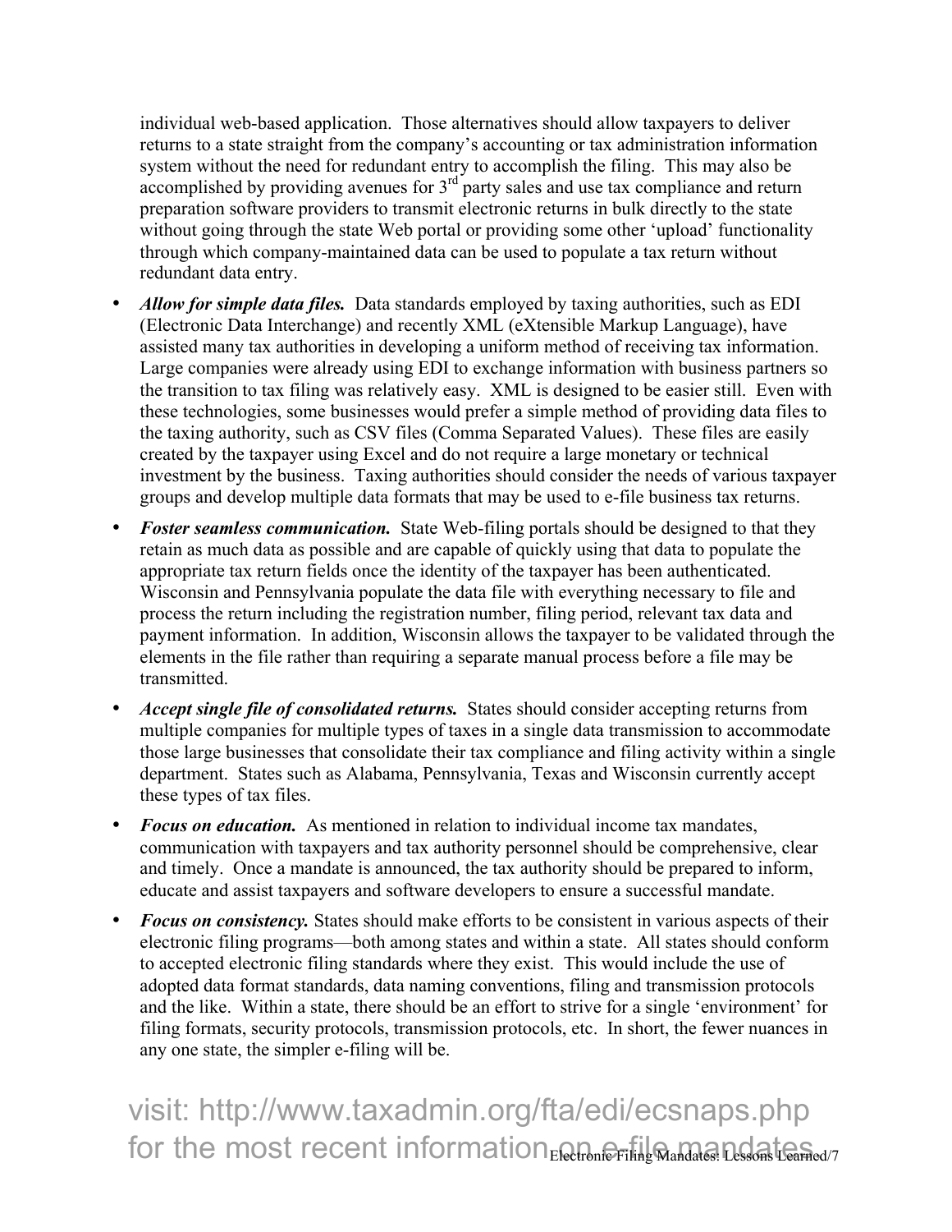individual web-based application. Those alternatives should allow taxpayers to deliver returns to a state straight from the company's accounting or tax administration information system without the need for redundant entry to accomplish the filing. This may also be accomplished by providing avenues for 3rd party sales and use tax compliance and return preparation software providers to transmit electronic returns in bulk directly to the state without going through the state Web portal or providing some other 'upload' functionality through which company-maintained data can be used to populate a tax return without redundant data entry.

- ***Allow for simple data files.*** Data standards employed by taxing authorities, such as EDI (Electronic Data Interchange) and recently XML (eXtensible Markup Language), have assisted many tax authorities in developing a uniform method of receiving tax information. Large companies were already using EDI to exchange information with business partners so the transition to tax filing was relatively easy. XML is designed to be easier still. Even with these technologies, some businesses would prefer a simple method of providing data files to the taxing authority, such as CSV files (Comma Separated Values). These files are easily created by the taxpayer using Excel and do not require a large monetary or technical investment by the business. Taxing authorities should consider the needs of various taxpayer groups and develop multiple data formats that may be used to e-file business tax returns.
- ***Foster seamless communication.*** State Web-filing portals should be designed to that they retain as much data as possible and are capable of quickly using that data to populate the appropriate tax return fields once the identity of the taxpayer has been authenticated. Wisconsin and Pennsylvania populate the data file with everything necessary to file and process the return including the registration number, filing period, relevant tax data and payment information. In addition, Wisconsin allows the taxpayer to be validated through the elements in the file rather than requiring a separate manual process before a file may be transmitted.
- ***Accept single file of consolidated returns.*** States should consider accepting returns from multiple companies for multiple types of taxes in a single data transmission to accommodate those large businesses that consolidate their tax compliance and filing activity within a single department. States such as Alabama, Pennsylvania, Texas and Wisconsin currently accept these types of tax files.
- ***Focus on education.*** As mentioned in relation to individual income tax mandates, communication with taxpayers and tax authority personnel should be comprehensive, clear and timely. Once a mandate is announced, the tax authority should be prepared to inform, educate and assist taxpayers and software developers to ensure a successful mandate.
- ***Focus on consistency.*** States should make efforts to be consistent in various aspects of their electronic filing programs—both among states and within a state. All states should conform to accepted electronic filing standards where they exist. This would include the use of adopted data format standards, data naming conventions, filing and transmission protocols and the like. Within a state, there should be an effort to strive for a single 'environment' for filing formats, security protocols, transmission protocols, etc. In short, the fewer nuances in any one state, the simpler e-filing will be.

visit: http://www.taxadmin.org/fta/edi/ecsnaps.php for the most recent information on e-file mandates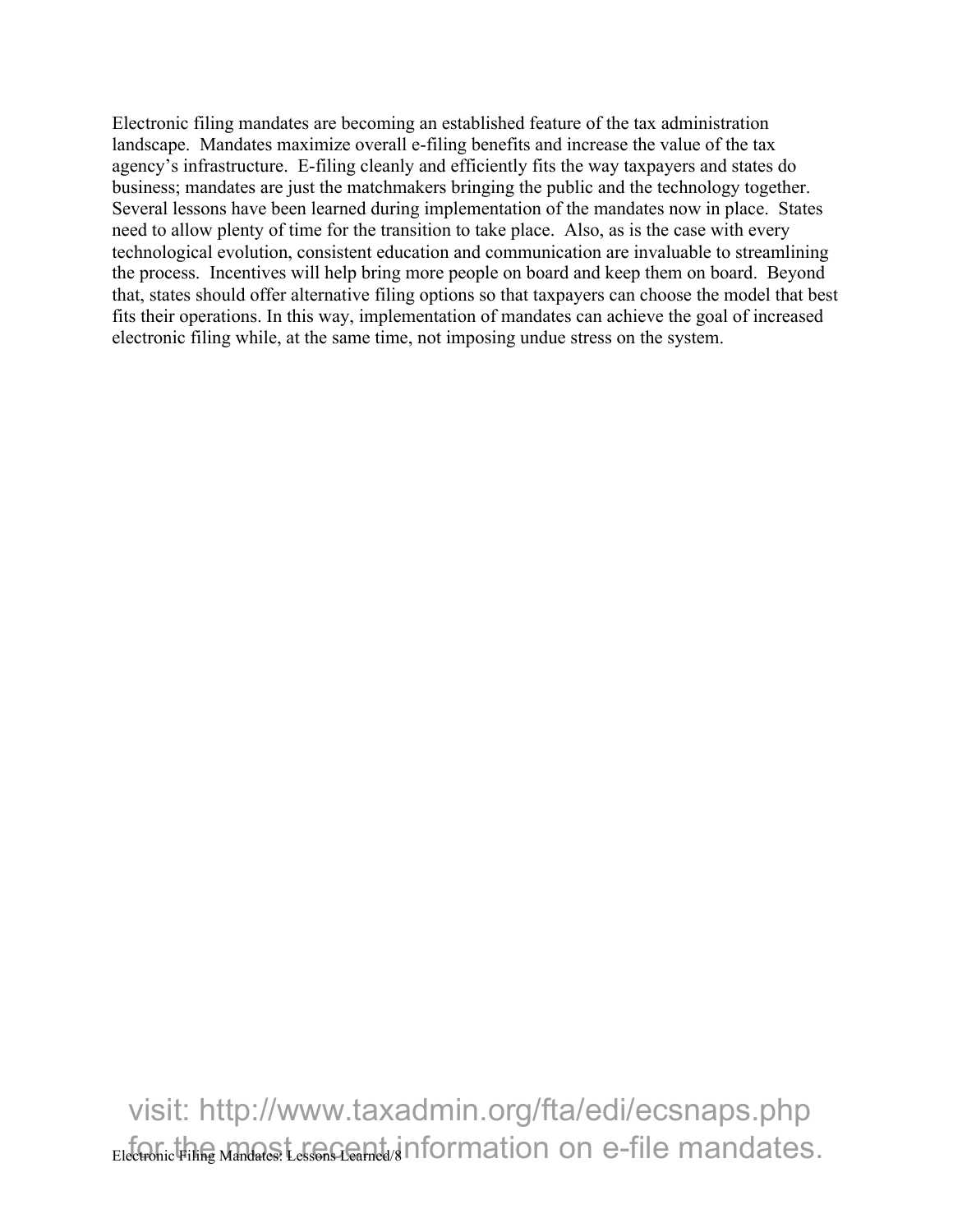Electronic filing mandates are becoming an established feature of the tax administration landscape. Mandates maximize overall e-filing benefits and increase the value of the tax agency's infrastructure. E-filing cleanly and efficiently fits the way taxpayers and states do business; mandates are just the matchmakers bringing the public and the technology together. Several lessons have been learned during implementation of the mandates now in place. States need to allow plenty of time for the transition to take place. Also, as is the case with every technological evolution, consistent education and communication are invaluable to streamlining the process. Incentives will help bring more people on board and keep them on board. Beyond that, states should offer alternative filing options so that taxpayers can choose the model that best fits their operations. In this way, implementation of mandates can achieve the goal of increased electronic filing while, at the same time, not imposing undue stress on the system.

visit: http://www.taxadmin.org/fta/edi/ecsnaps.php for the most recent information on e-file mandates.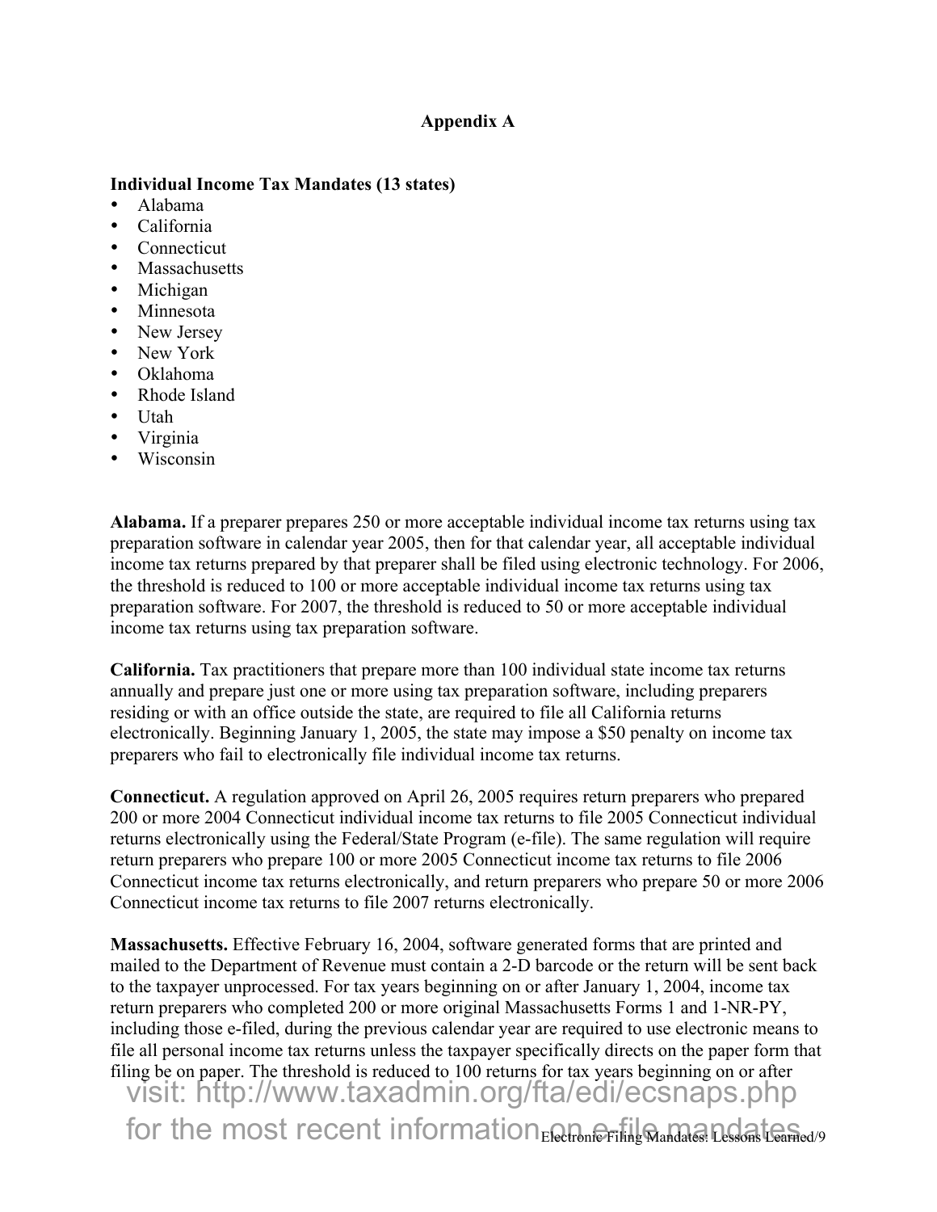## Appendix A

**Individual Income Tax Mandates (13 states)**

- Alabama
- California
- Connecticut
- Massachusetts
- Michigan
- Minnesota
- New Jersey
- New York
- Oklahoma
- Rhode Island
- Utah
- Virginia
- Wisconsin

**Alabama.** If a preparer prepares 250 or more acceptable individual income tax returns using tax preparation software in calendar year 2005, then for that calendar year, all acceptable individual income tax returns prepared by that preparer shall be filed using electronic technology. For 2006, the threshold is reduced to 100 or more acceptable individual income tax returns using tax preparation software. For 2007, the threshold is reduced to 50 or more acceptable individual income tax returns using tax preparation software.

**California.** Tax practitioners that prepare more than 100 individual state income tax returns annually and prepare just one or more using tax preparation software, including preparers residing or with an office outside the state, are required to file all California returns electronically. Beginning January 1, 2005, the state may impose a $50 penalty on income tax preparers who fail to electronically file individual income tax returns.

**Connecticut.** A regulation approved on April 26, 2005 requires return preparers who prepared 200 or more 2004 Connecticut individual income tax returns to file 2005 Connecticut individual returns electronically using the Federal/State Program (e-file). The same regulation will require return preparers who prepare 100 or more 2005 Connecticut income tax returns to file 2006 Connecticut income tax returns electronically, and return preparers who prepare 50 or more 2006 Connecticut income tax returns to file 2007 returns electronically.

**Massachusetts.** Effective February 16, 2004, software generated forms that are printed and mailed to the Department of Revenue must contain a 2-D barcode or the return will be sent back to the taxpayer unprocessed. For tax years beginning on or after January 1, 2004, income tax return preparers who completed 200 or more original Massachusetts Forms 1 and 1-NR-PY, including those e-filed, during the previous calendar year are required to use electronic means to file all personal income tax returns unless the taxpayer specifically directs on the paper form that filing be on paper. The threshold is reduced to 100 returns for tax years beginning on or after

visit: http://www.taxadmin.org/fta/edi/ecsnaps.php for the most recent information on e-file mandates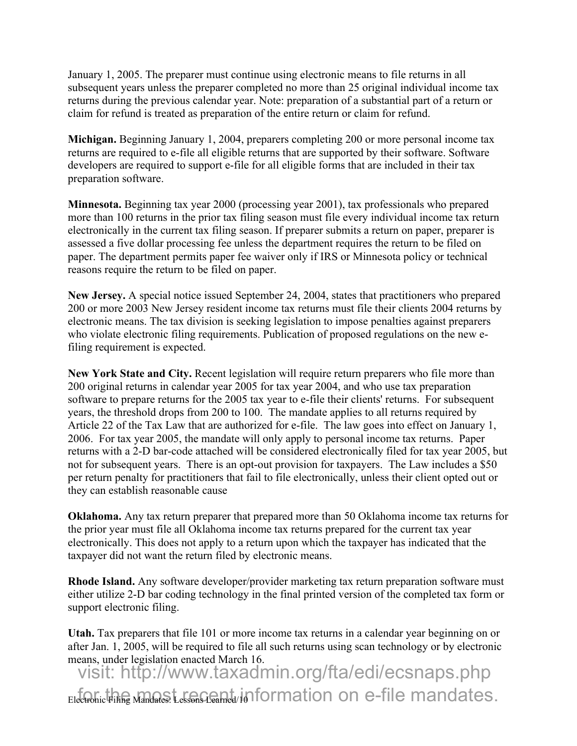January 1, 2005. The preparer must continue using electronic means to file returns in all subsequent years unless the preparer completed no more than 25 original individual income tax returns during the previous calendar year. Note: preparation of a substantial part of a return or claim for refund is treated as preparation of the entire return or claim for refund.

**Michigan.** Beginning January 1, 2004, preparers completing 200 or more personal income tax returns are required to e-file all eligible returns that are supported by their software. Software developers are required to support e-file for all eligible forms that are included in their tax preparation software.

**Minnesota.** Beginning tax year 2000 (processing year 2001), tax professionals who prepared more than 100 returns in the prior tax filing season must file every individual income tax return electronically in the current tax filing season. If preparer submits a return on paper, preparer is assessed a five dollar processing fee unless the department requires the return to be filed on paper. The department permits paper fee waiver only if IRS or Minnesota policy or technical reasons require the return to be filed on paper.

**New Jersey.** A special notice issued September 24, 2004, states that practitioners who prepared 200 or more 2003 New Jersey resident income tax returns must file their clients 2004 returns by electronic means. The tax division is seeking legislation to impose penalties against preparers who violate electronic filing requirements. Publication of proposed regulations on the new e-filing requirement is expected.

**New York State and City.** Recent legislation will require return preparers who file more than 200 original returns in calendar year 2005 for tax year 2004, and who use tax preparation software to prepare returns for the 2005 tax year to e-file their clients' returns. For subsequent years, the threshold drops from 200 to 100. The mandate applies to all returns required by Article 22 of the Tax Law that are authorized for e-file. The law goes into effect on January 1, 2006. For tax year 2005, the mandate will only apply to personal income tax returns. Paper returns with a 2-D bar-code attached will be considered electronically filed for tax year 2005, but not for subsequent years. There is an opt-out provision for taxpayers. The Law includes a $50 per return penalty for practitioners that fail to file electronically, unless their client opted out or they can establish reasonable cause

**Oklahoma.** Any tax return preparer that prepared more than 50 Oklahoma income tax returns for the prior year must file all Oklahoma income tax returns prepared for the current tax year electronically. This does not apply to a return upon which the taxpayer has indicated that the taxpayer did not want the return filed by electronic means.

**Rhode Island.** Any software developer/provider marketing tax return preparation software must either utilize 2-D bar coding technology in the final printed version of the completed tax form or support electronic filing.

**Utah.** Tax preparers that file 101 or more income tax returns in a calendar year beginning on or after Jan. 1, 2005, will be required to file all such returns using scan technology or by electronic means, under legislation enacted March 16.

visit: http://www.taxadmin.org/fta/edi/ecsnaps.php for the most recent information on e-file mandates.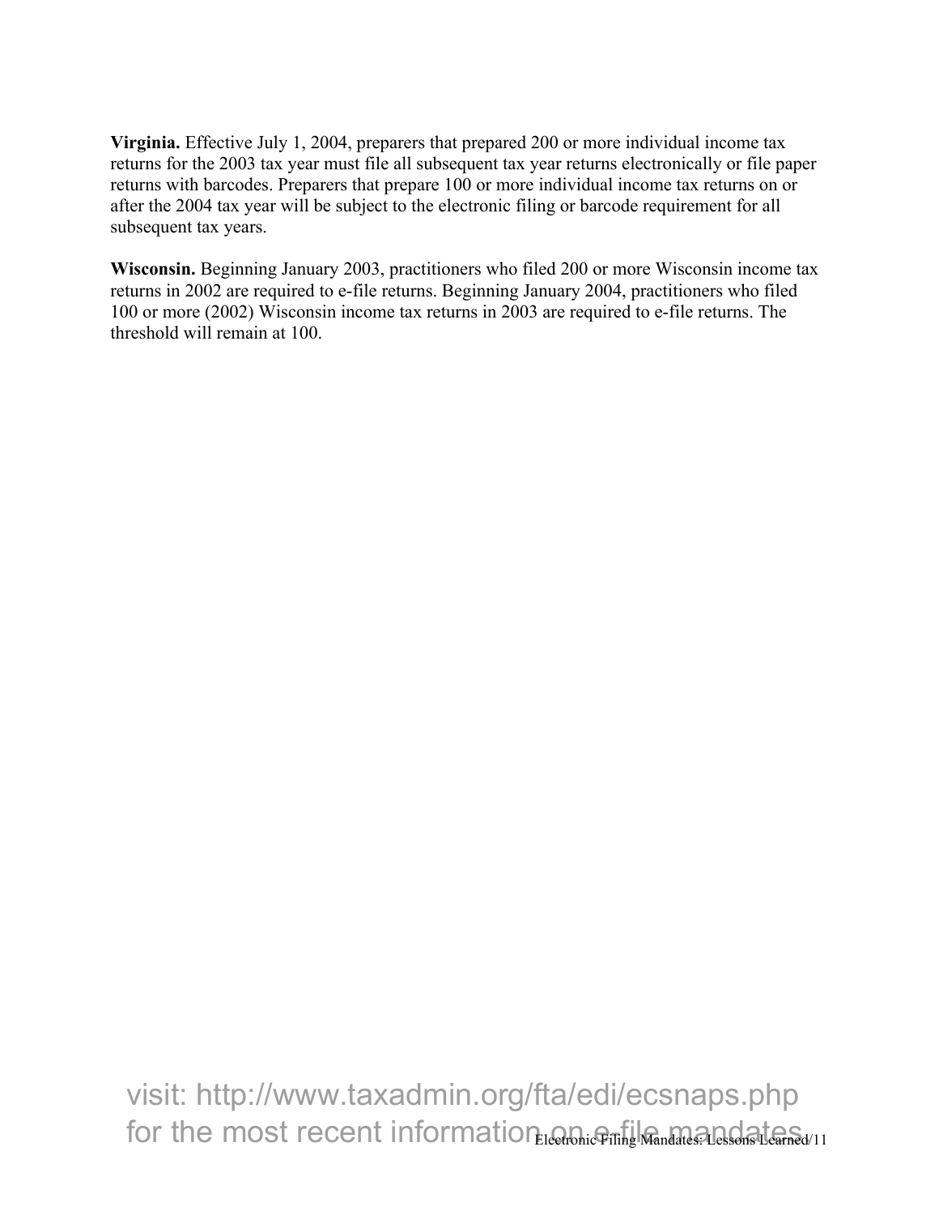**Virginia.** Effective July 1, 2004, preparers that prepared 200 or more individual income tax returns for the 2003 tax year must file all subsequent tax year returns electronically or file paper returns with barcodes. Preparers that prepare 100 or more individual income tax returns on or after the 2004 tax year will be subject to the electronic filing or barcode requirement for all subsequent tax years.

**Wisconsin.** Beginning January 2003, practitioners who filed 200 or more Wisconsin income tax returns in 2002 are required to e-file returns. Beginning January 2004, practitioners who filed 100 or more (2002) Wisconsin income tax returns in 2003 are required to e-file returns. The threshold will remain at 100.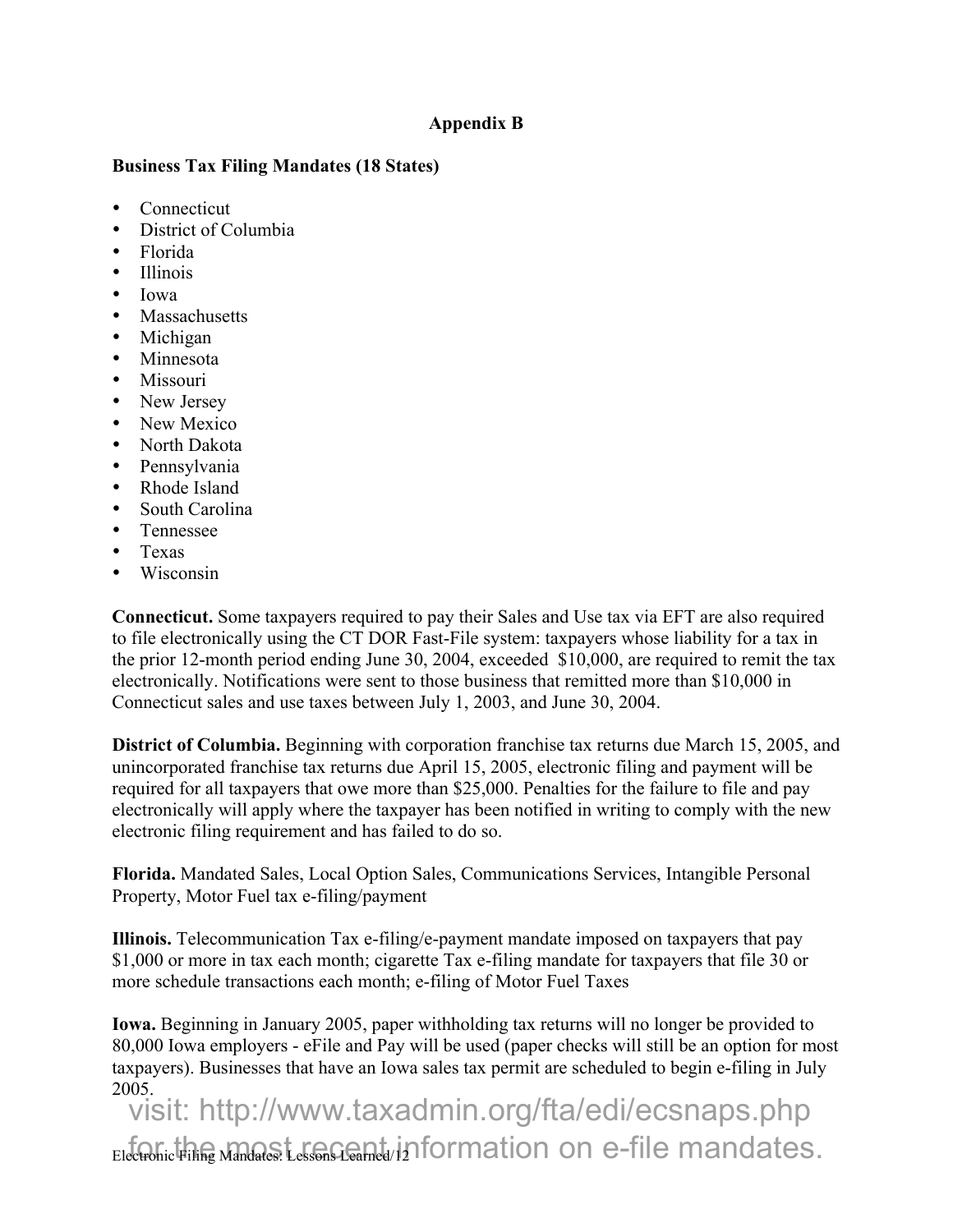## Appendix B

**Business Tax Filing Mandates (18 States)**

- Connecticut
- District of Columbia
- Florida
- Illinois
- Iowa
- Massachusetts
- Michigan
- Minnesota
- Missouri
- New Jersey
- New Mexico
- North Dakota
- Pennsylvania
- Rhode Island
- South Carolina
- Tennessee
- Texas
- Wisconsin

**Connecticut.** Some taxpayers required to pay their Sales and Use tax via EFT are also required to file electronically using the CT DOR Fast-File system: taxpayers whose liability for a tax in the prior 12-month period ending June 30, 2004, exceeded $10,000, are required to remit the tax electronically. Notifications were sent to those business that remitted more than $10,000 in Connecticut sales and use taxes between July 1, 2003, and June 30, 2004.

**District of Columbia.** Beginning with corporation franchise tax returns due March 15, 2005, and unincorporated franchise tax returns due April 15, 2005, electronic filing and payment will be required for all taxpayers that owe more than $25,000. Penalties for the failure to file and pay electronically will apply where the taxpayer has been notified in writing to comply with the new electronic filing requirement and has failed to do so.

**Florida.** Mandated Sales, Local Option Sales, Communications Services, Intangible Personal Property, Motor Fuel tax e-filing/payment

**Illinois.** Telecommunication Tax e-filing/e-payment mandate imposed on taxpayers that pay $1,000 or more in tax each month; cigarette Tax e-filing mandate for taxpayers that file 30 or more schedule transactions each month; e-filing of Motor Fuel Taxes

**Iowa.** Beginning in January 2005, paper withholding tax returns will no longer be provided to 80,000 Iowa employers - eFile and Pay will be used (paper checks will still be an option for most taxpayers). Businesses that have an Iowa sales tax permit are scheduled to begin e-filing in July 2005.

visit: http://www.taxadmin.org/fta/edi/ecsnaps.php for the most recent information on e-file mandates.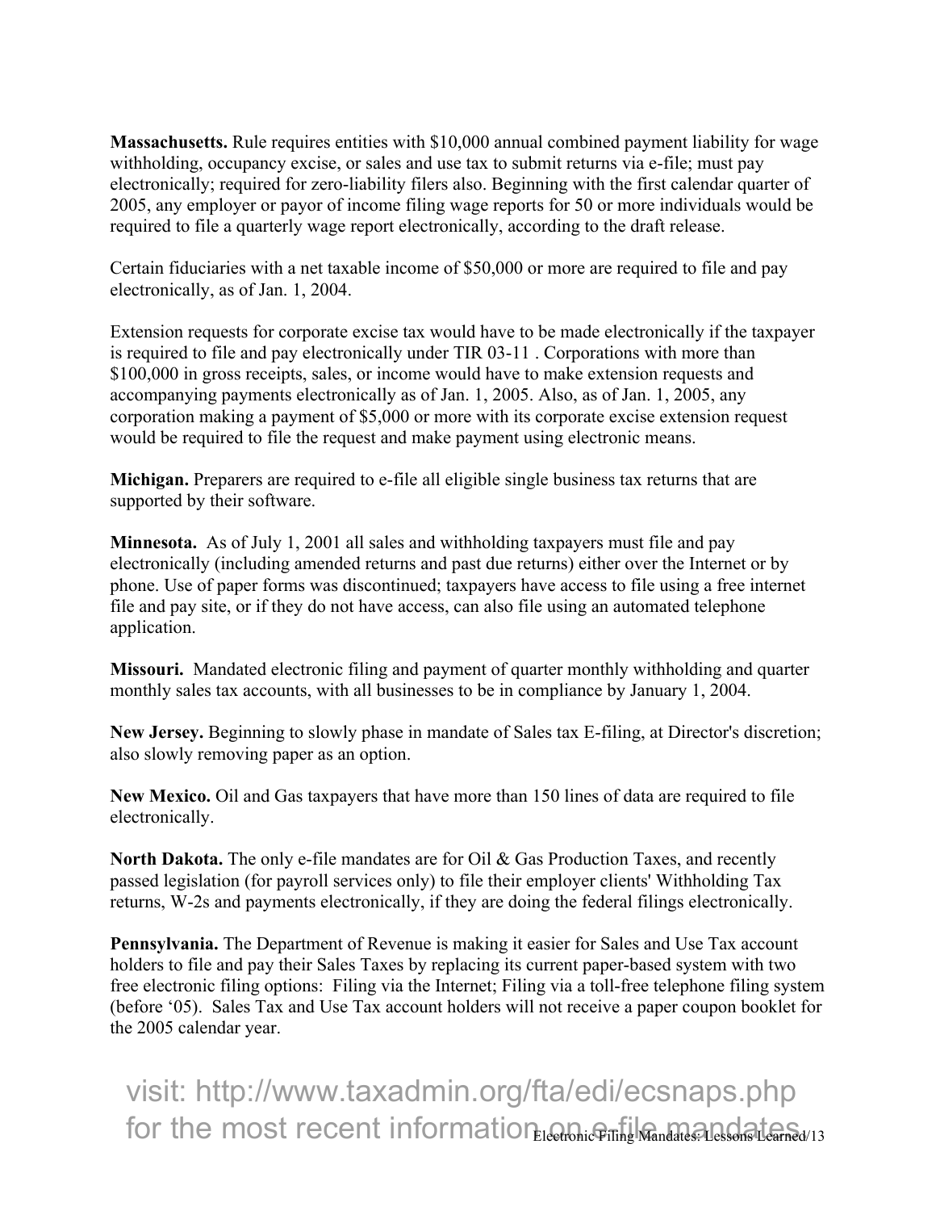**Massachusetts.** Rule requires entities with $10,000 annual combined payment liability for wage withholding, occupancy excise, or sales and use tax to submit returns via e-file; must pay electronically; required for zero-liability filers also. Beginning with the first calendar quarter of 2005, any employer or payor of income filing wage reports for 50 or more individuals would be required to file a quarterly wage report electronically, according to the draft release.

Certain fiduciaries with a net taxable income of $50,000 or more are required to file and pay electronically, as of Jan. 1, 2004.

Extension requests for corporate excise tax would have to be made electronically if the taxpayer is required to file and pay electronically under TIR 03-11 . Corporations with more than $100,000 in gross receipts, sales, or income would have to make extension requests and accompanying payments electronically as of Jan. 1, 2005. Also, as of Jan. 1, 2005, any corporation making a payment of $5,000 or more with its corporate excise extension request would be required to file the request and make payment using electronic means.

**Michigan.** Preparers are required to e-file all eligible single business tax returns that are supported by their software.

**Minnesota.** As of July 1, 2001 all sales and withholding taxpayers must file and pay electronically (including amended returns and past due returns) either over the Internet or by phone. Use of paper forms was discontinued; taxpayers have access to file using a free internet file and pay site, or if they do not have access, can also file using an automated telephone application.

**Missouri.** Mandated electronic filing and payment of quarter monthly withholding and quarter monthly sales tax accounts, with all businesses to be in compliance by January 1, 2004.

**New Jersey.** Beginning to slowly phase in mandate of Sales tax E-filing, at Director's discretion; also slowly removing paper as an option.

**New Mexico.** Oil and Gas taxpayers that have more than 150 lines of data are required to file electronically.

**North Dakota.** The only e-file mandates are for Oil & Gas Production Taxes, and recently passed legislation (for payroll services only) to file their employer clients' Withholding Tax returns, W-2s and payments electronically, if they are doing the federal filings electronically.

**Pennsylvania.** The Department of Revenue is making it easier for Sales and Use Tax account holders to file and pay their Sales Taxes by replacing its current paper-based system with two free electronic filing options: Filing via the Internet; Filing via a toll-free telephone filing system (before '05). Sales Tax and Use Tax account holders will not receive a paper coupon booklet for the 2005 calendar year.

visit: http://www.taxadmin.org/fta/edi/ecsnaps.php for the most recent information on e-file mandates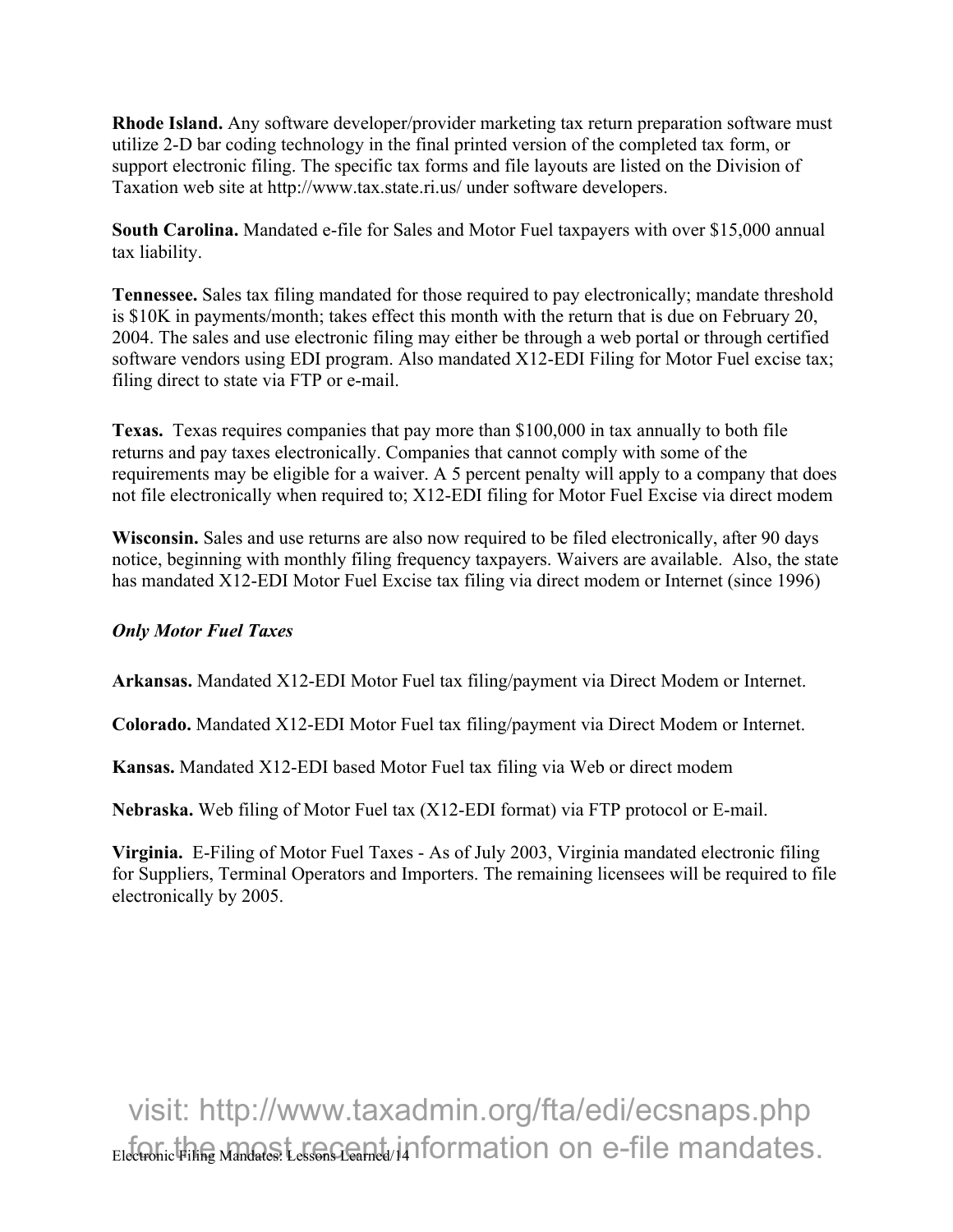**Rhode Island.** Any software developer/provider marketing tax return preparation software must utilize 2-D bar coding technology in the final printed version of the completed tax form, or support electronic filing. The specific tax forms and file layouts are listed on the Division of Taxation web site at http://www.tax.state.ri.us/ under software developers.

**South Carolina.** Mandated e-file for Sales and Motor Fuel taxpayers with over $15,000 annual tax liability.

**Tennessee.** Sales tax filing mandated for those required to pay electronically; mandate threshold is $10K in payments/month; takes effect this month with the return that is due on February 20, 2004. The sales and use electronic filing may either be through a web portal or through certified software vendors using EDI program. Also mandated X12-EDI Filing for Motor Fuel excise tax; filing direct to state via FTP or e-mail.

**Texas.** Texas requires companies that pay more than $100,000 in tax annually to both file returns and pay taxes electronically. Companies that cannot comply with some of the requirements may be eligible for a waiver. A 5 percent penalty will apply to a company that does not file electronically when required to; X12-EDI filing for Motor Fuel Excise via direct modem

**Wisconsin.** Sales and use returns are also now required to be filed electronically, after 90 days notice, beginning with monthly filing frequency taxpayers. Waivers are available. Also, the state has mandated X12-EDI Motor Fuel Excise tax filing via direct modem or Internet (since 1996)

***Only Motor Fuel Taxes***

**Arkansas.** Mandated X12-EDI Motor Fuel tax filing/payment via Direct Modem or Internet.

**Colorado.** Mandated X12-EDI Motor Fuel tax filing/payment via Direct Modem or Internet.

**Kansas.** Mandated X12-EDI based Motor Fuel tax filing via Web or direct modem

**Nebraska.** Web filing of Motor Fuel tax (X12-EDI format) via FTP protocol or E-mail.

**Virginia.** E-Filing of Motor Fuel Taxes - As of July 2003, Virginia mandated electronic filing for Suppliers, Terminal Operators and Importers. The remaining licensees will be required to file electronically by 2005.

visit: http://www.taxadmin.org/fta/edi/ecsnaps.php for the most recent information on e-file mandates.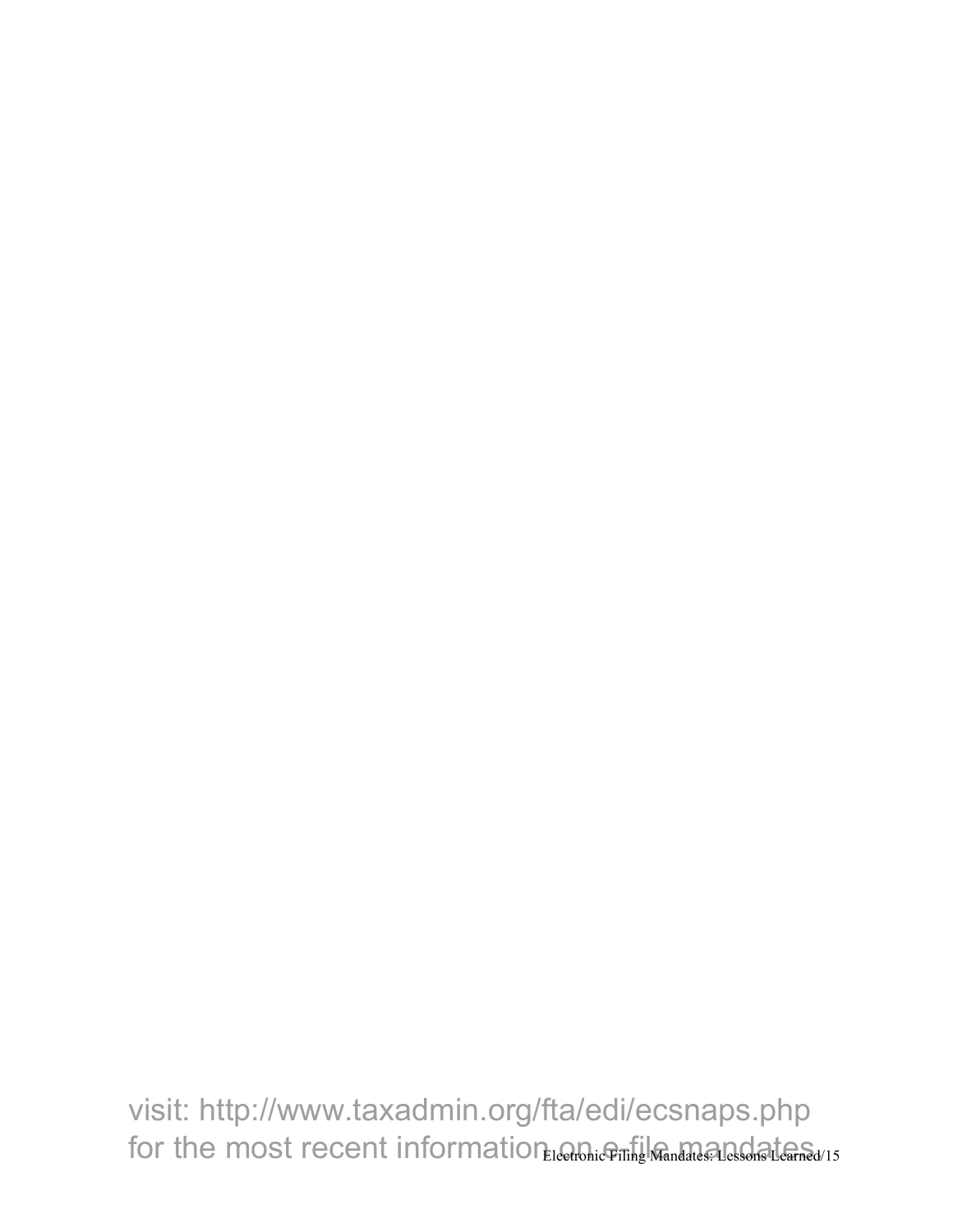visit: http://www.taxadmin.org/fta/edi/ecsnaps.php
for the most recent information on e-file mandates